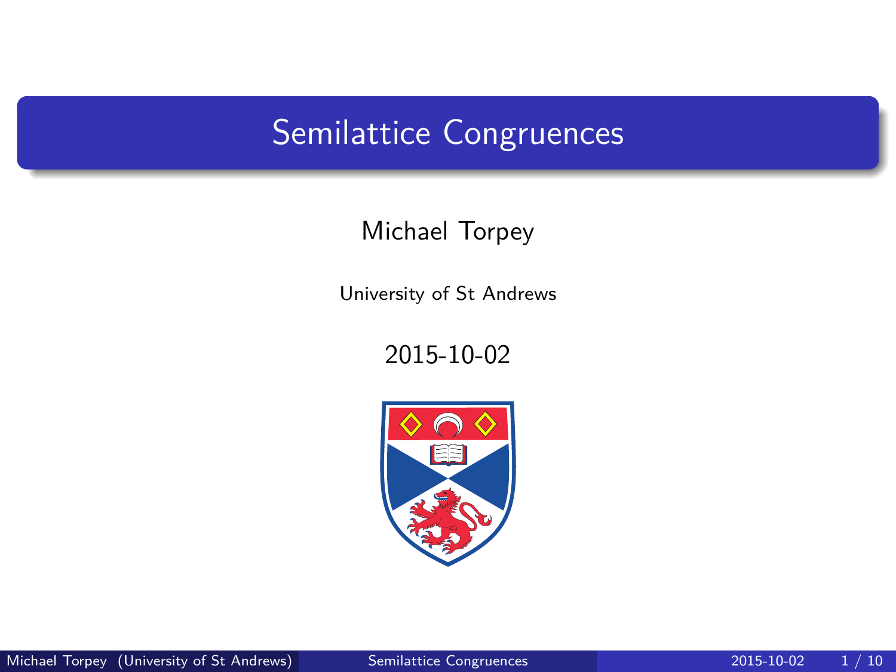# Semilattice Congruences

Michael Torpey

University of St Andrews

2015-10-02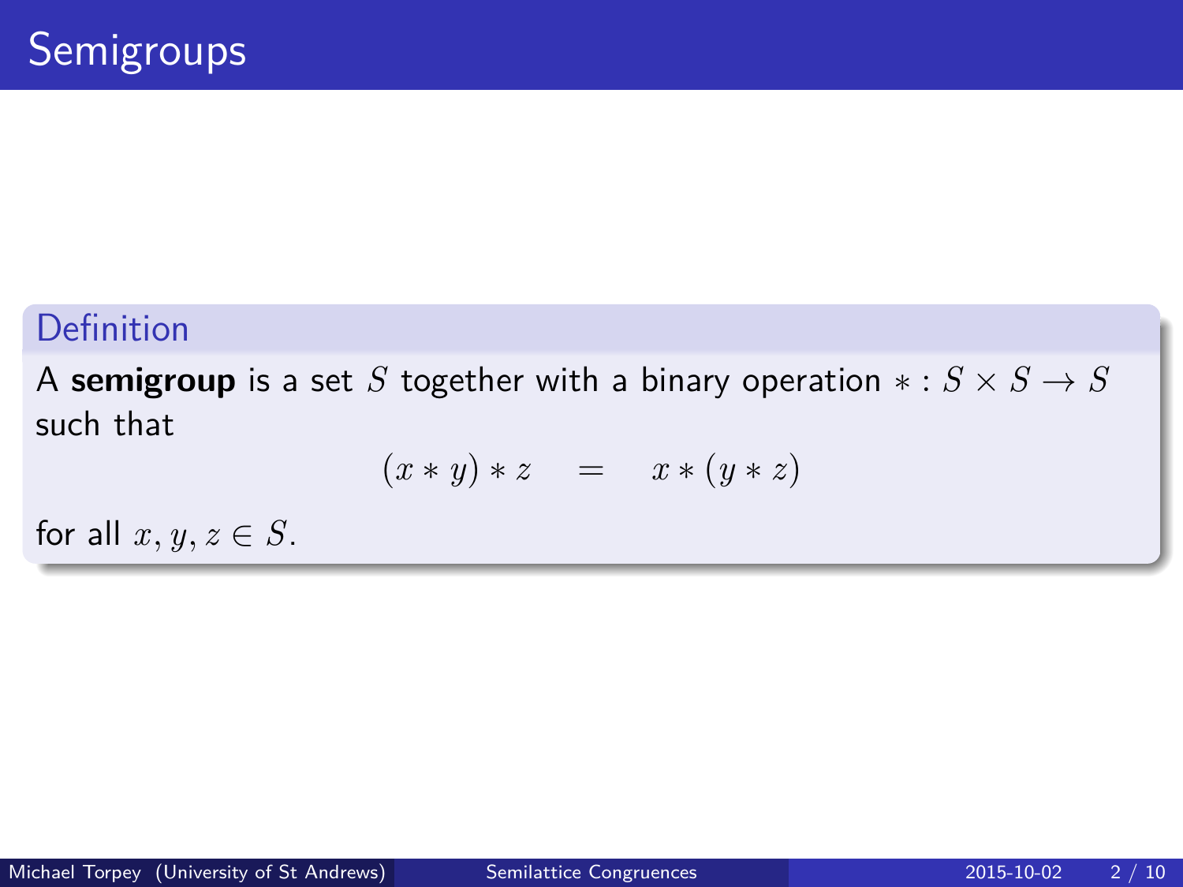# Semigroups

**Definition**

A **semigroup** is a set $S$ together with a binary operation $* : S \times S \to S$ such that

$$(x * y) * z \quad = \quad x * (y * z)$$

for all $x, y, z \in S$.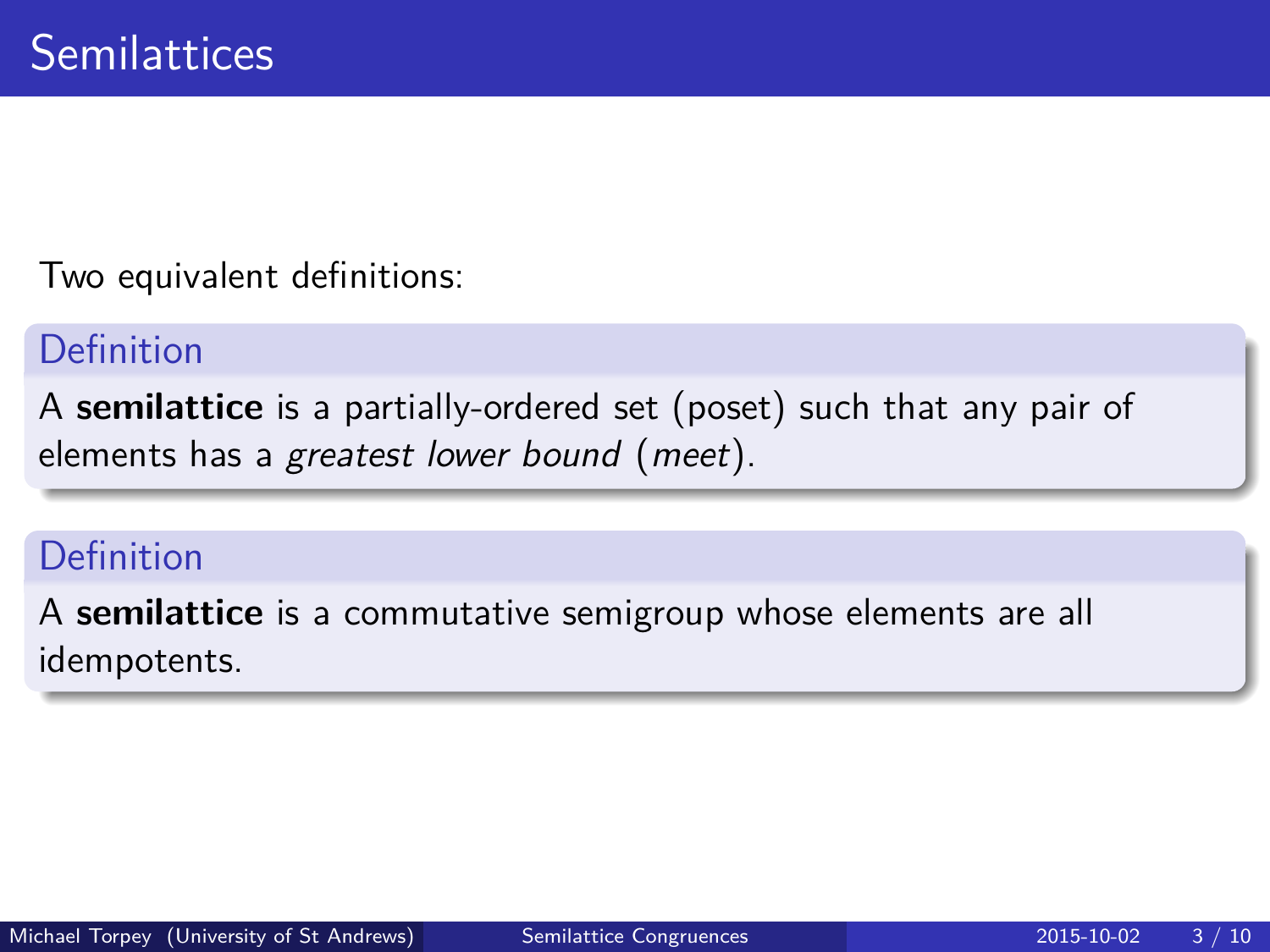# Semilattices

Two equivalent definitions:

**Definition**

A **semilattice** is a partially-ordered set (poset) such that any pair of elements has a *greatest lower bound* (*meet*).

**Definition**

A **semilattice** is a commutative semigroup whose elements are all idempotents.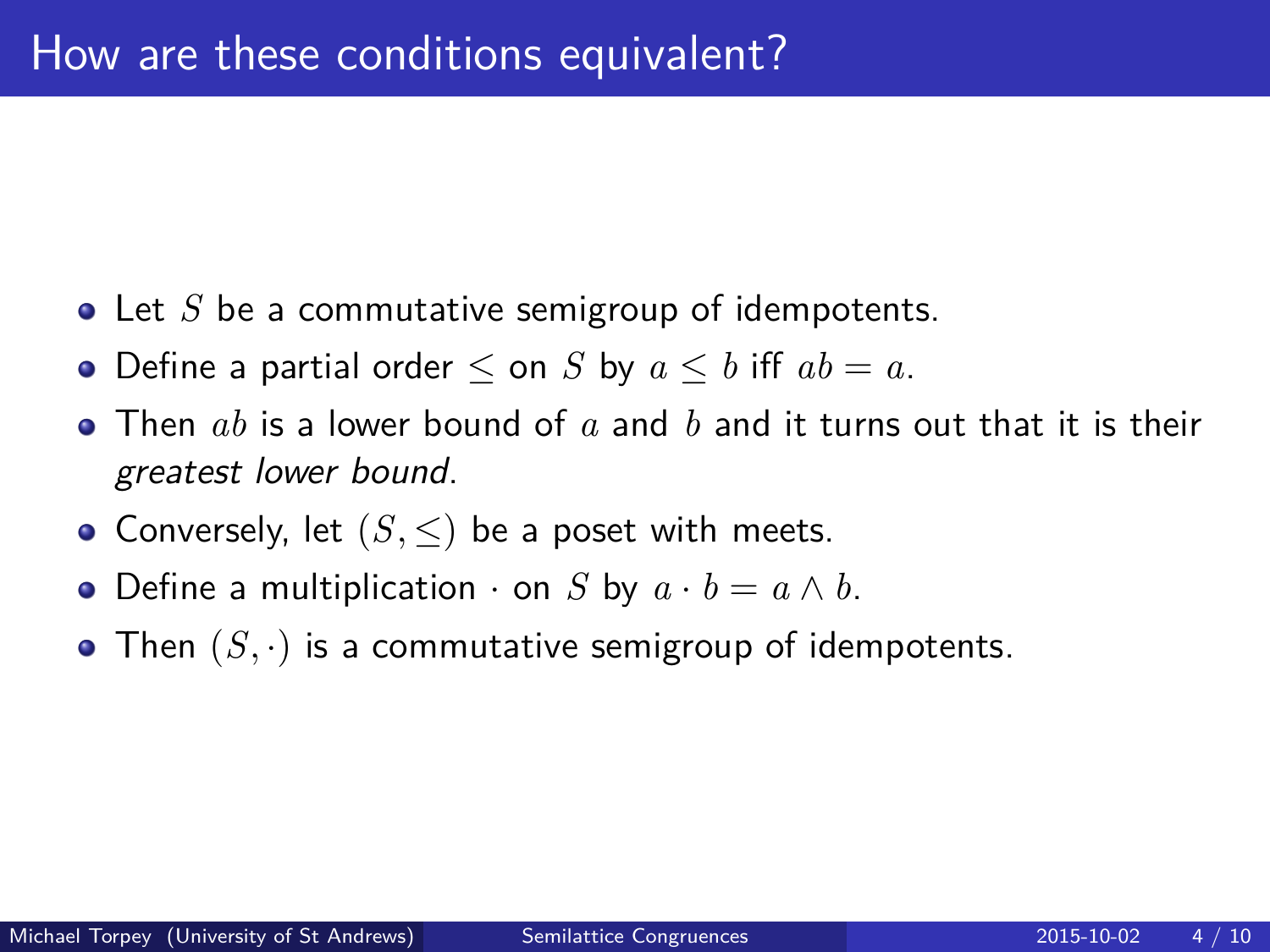# How are these conditions equivalent?

- Let $S$ be a commutative semigroup of idempotents.
- Define a partial order $\leq$ on $S$ by $a \leq b$ iff $ab = a$.
- Then $ab$ is a lower bound of $a$ and $b$ and it turns out that it is their *greatest lower bound*.
- Conversely, let $(S, \leq)$ be a poset with meets.
- Define a multiplication $\cdot$ on $S$ by $a \cdot b = a \wedge b$.
- Then $(S, \cdot)$ is a commutative semigroup of idempotents.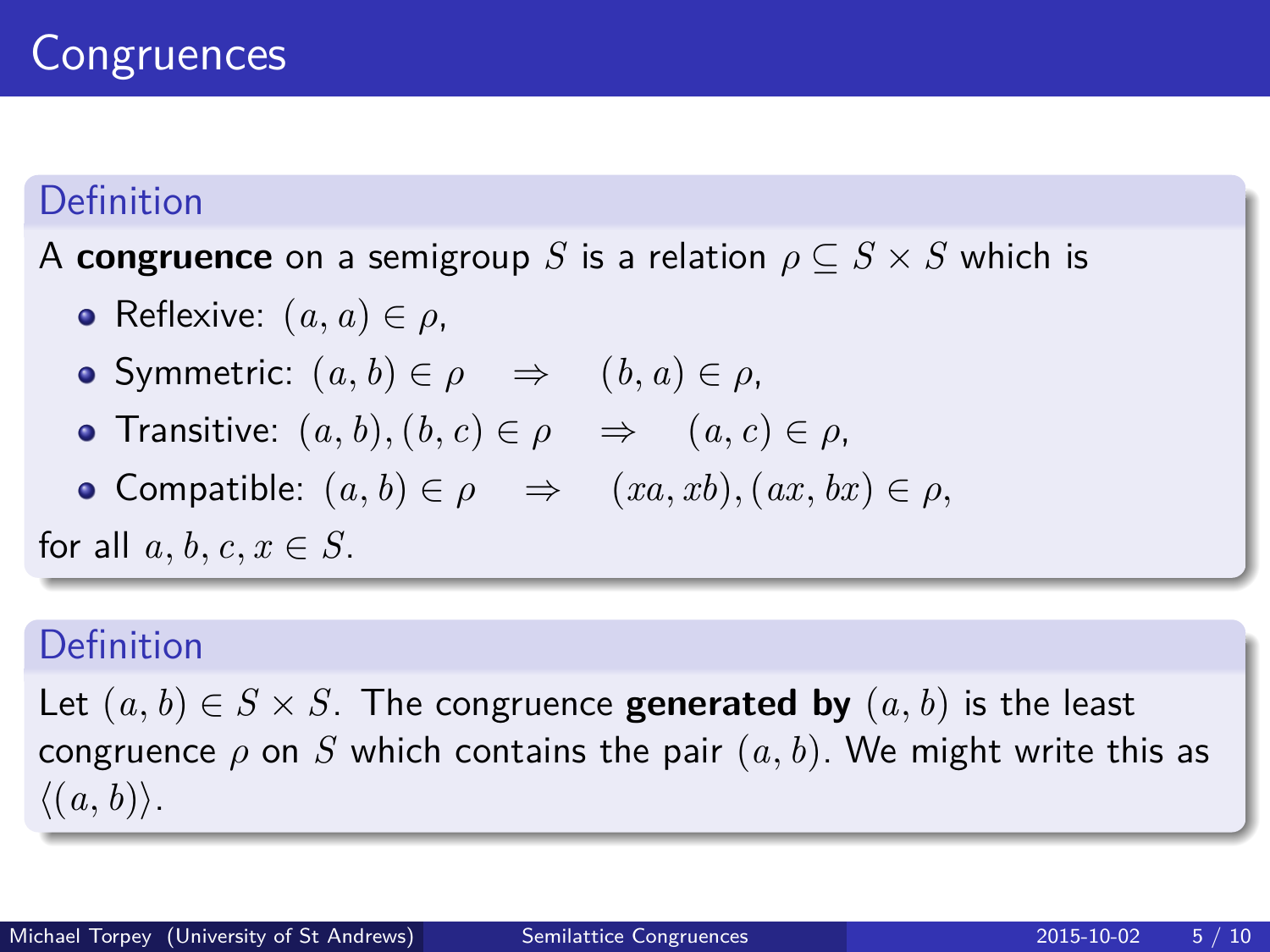# Congruences

### Definition

A **congruence** on a semigroup $S$ is a relation $\rho \subseteq S \times S$ which is

- Reflexive: $(a, a) \in \rho$,
- Symmetric: $(a, b) \in \rho \quad \Rightarrow \quad (b, a) \in \rho$,
- Transitive: $(a, b), (b, c) \in \rho \quad \Rightarrow \quad (a, c) \in \rho$,
- Compatible: $(a, b) \in \rho \quad \Rightarrow \quad (xa, xb), (ax, bx) \in \rho$,

for all $a, b, c, x \in S$.

### Definition

Let $(a, b) \in S \times S$. The congruence **generated by** $(a, b)$ is the least congruence $\rho$ on $S$ which contains the pair $(a, b)$. We might write this as $\langle (a, b) \rangle$.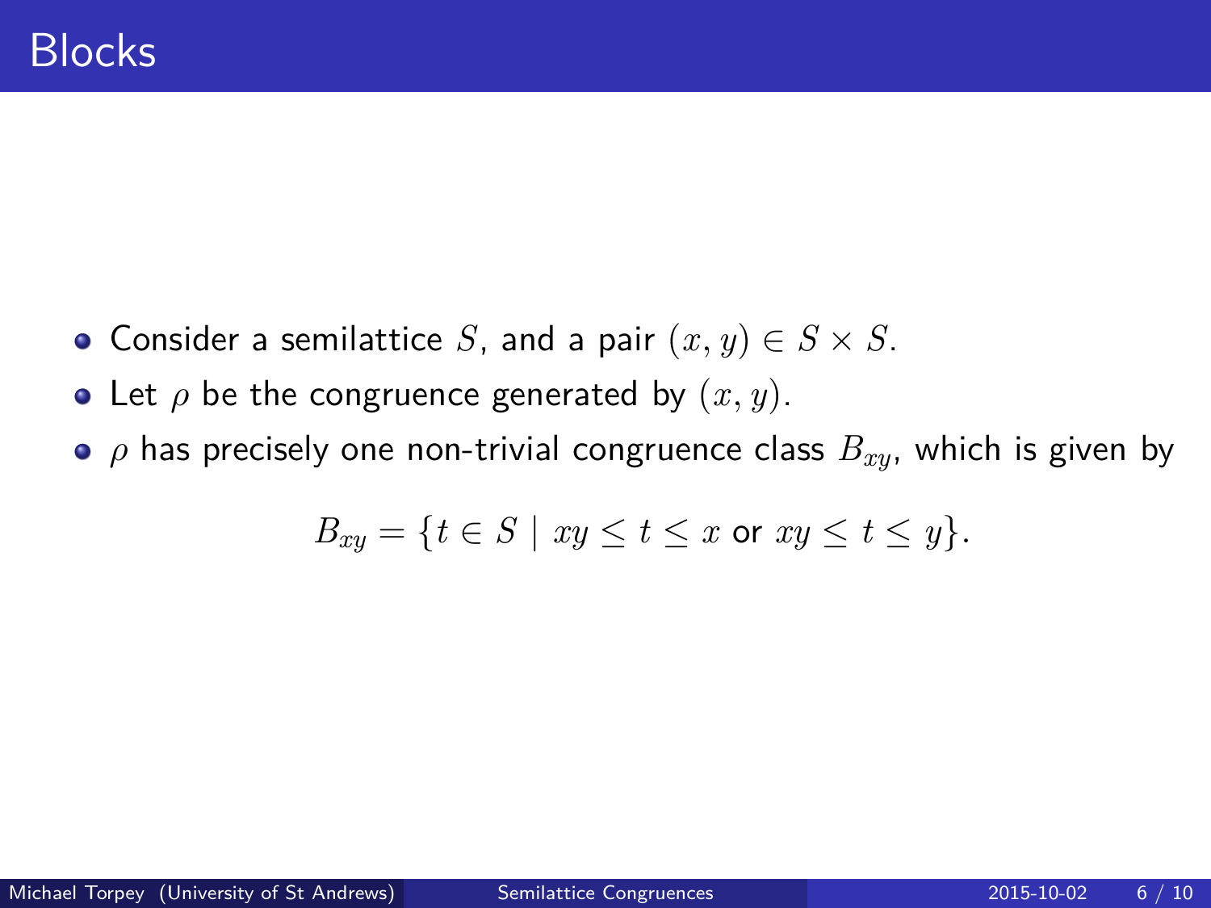# Blocks

- Consider a semilattice $S$, and a pair $(x, y) \in S \times S$.
- Let $\rho$ be the congruence generated by $(x, y)$.
- $\rho$ has precisely one non-trivial congruence class $B_{xy}$, which is given by

$$B_{xy} = \{t \in S \mid xy \leq t \leq x \text{ or } xy \leq t \leq y\}.$$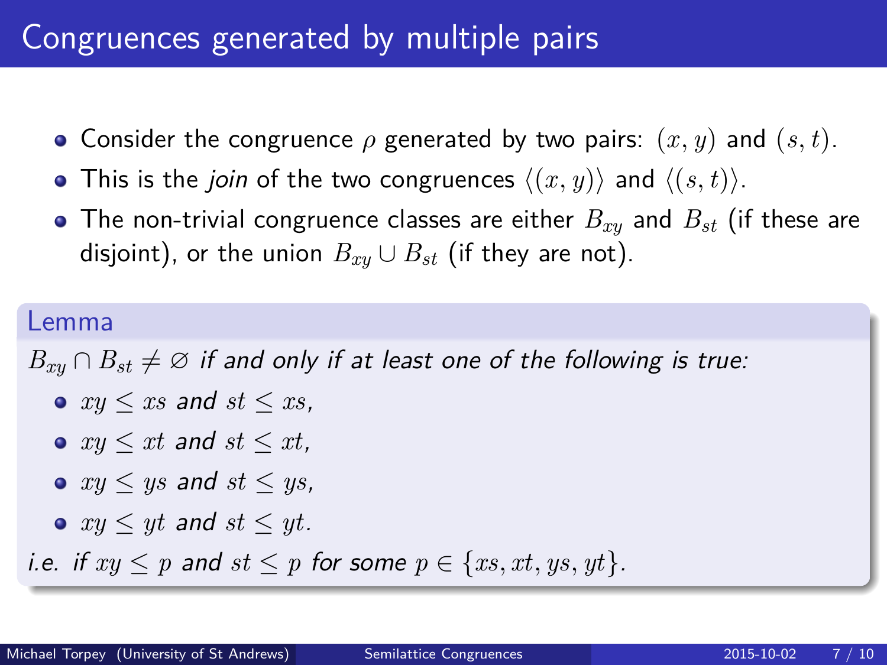# Congruences generated by multiple pairs

- Consider the congruence $\rho$ generated by two pairs: $(x, y)$ and $(s, t)$.
- This is the *join* of the two congruences $\langle(x, y)\rangle$ and $\langle(s, t)\rangle$.
- The non-trivial congruence classes are either $B_{xy}$ and $B_{st}$ (if these are disjoint), or the union $B_{xy} \cup B_{st}$ (if they are not).

**Lemma**

*$B_{xy} \cap B_{st} \neq \varnothing$ if and only if at least one of the following is true:*

- $xy \leq xs$ *and* $st \leq xs$,
- $xy \leq xt$ *and* $st \leq xt$,
- $xy \leq ys$ *and* $st \leq ys$,
- $xy \leq yt$ *and* $st \leq yt$.

*i.e. if* $xy \leq p$ *and* $st \leq p$ *for some* $p \in \{xs, xt, ys, yt\}$.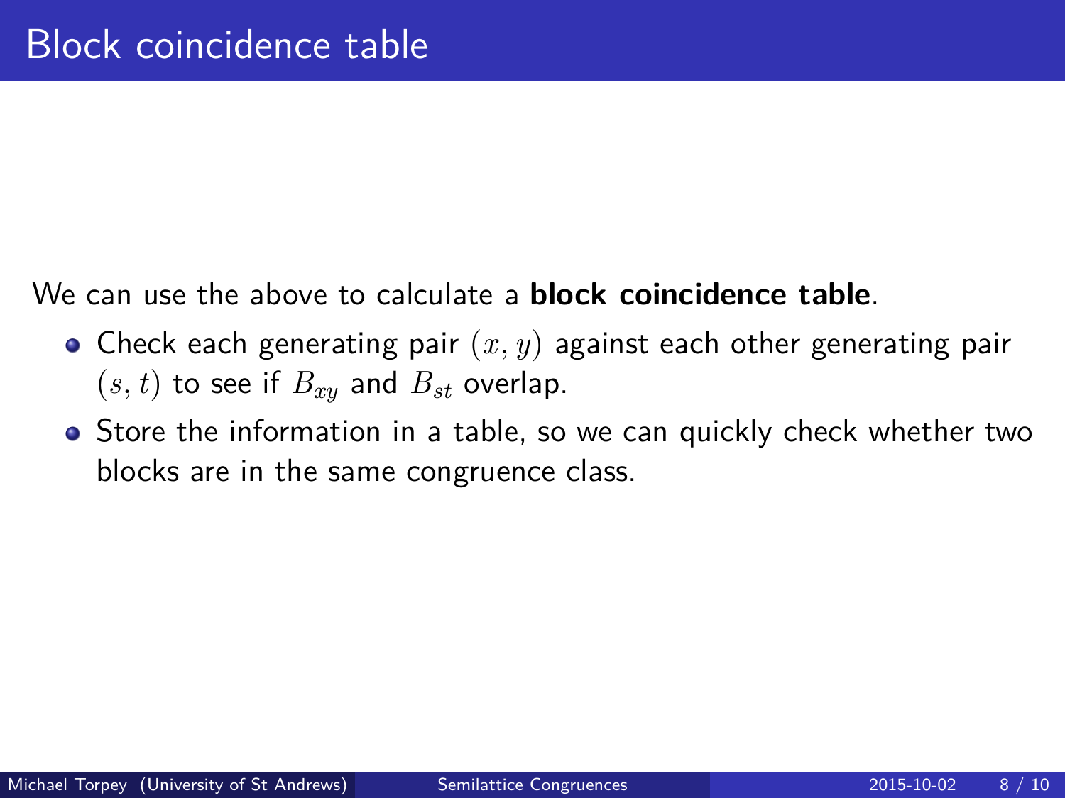# Block coincidence table

We can use the above to calculate a **block coincidence table**.

- Check each generating pair $(x, y)$ against each other generating pair $(s, t)$ to see if $B_{xy}$ and $B_{st}$ overlap.
- Store the information in a table, so we can quickly check whether two blocks are in the same congruence class.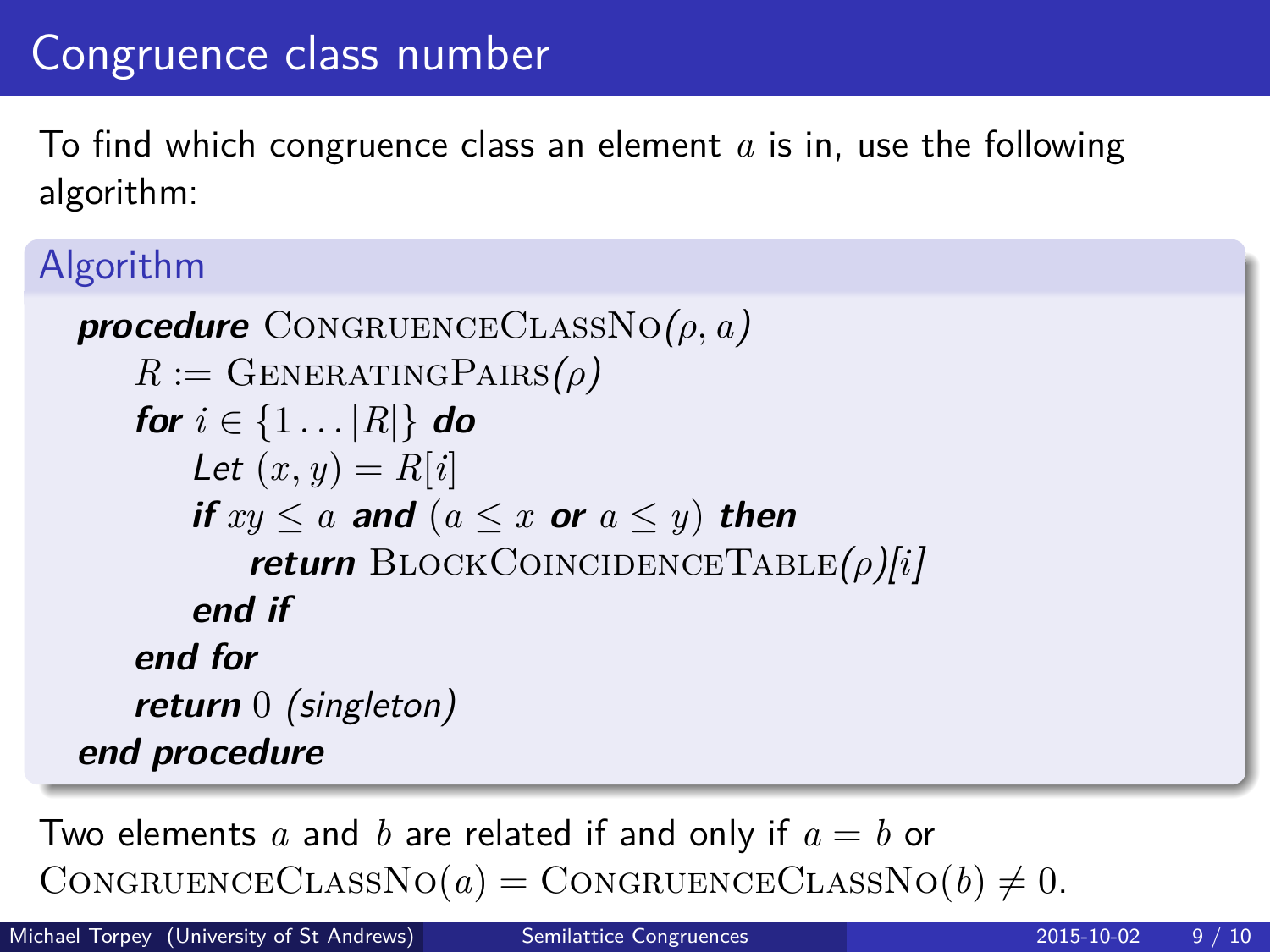# Congruence class number

To find which congruence class an element $a$ is in, use the following algorithm:

**Algorithm**

```
procedure CongruenceClassNo(ρ, a)
    R := GeneratingPairs(ρ)
    for i ∈ {1 ... |R|} do
        Let (x, y) = R[i]
        if xy ≤ a and (a ≤ x or a ≤ y) then
            return BlockCoincidenceTable(ρ)[i]
        end if
    end for
    return 0 (singleton)
end procedure
```

Two elements $a$ and $b$ are related if and only if $a = b$ or $\text{CongruenceClassNo}(a) = \text{CongruenceClassNo}(b) \neq 0$.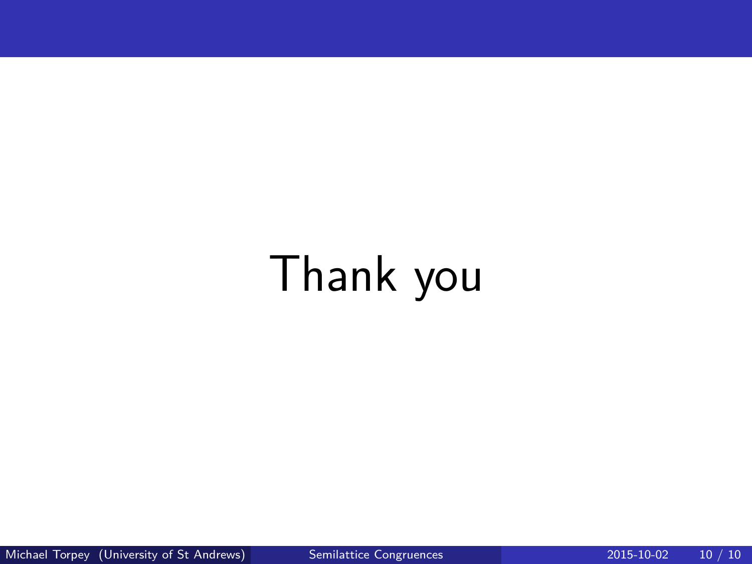# Thank you